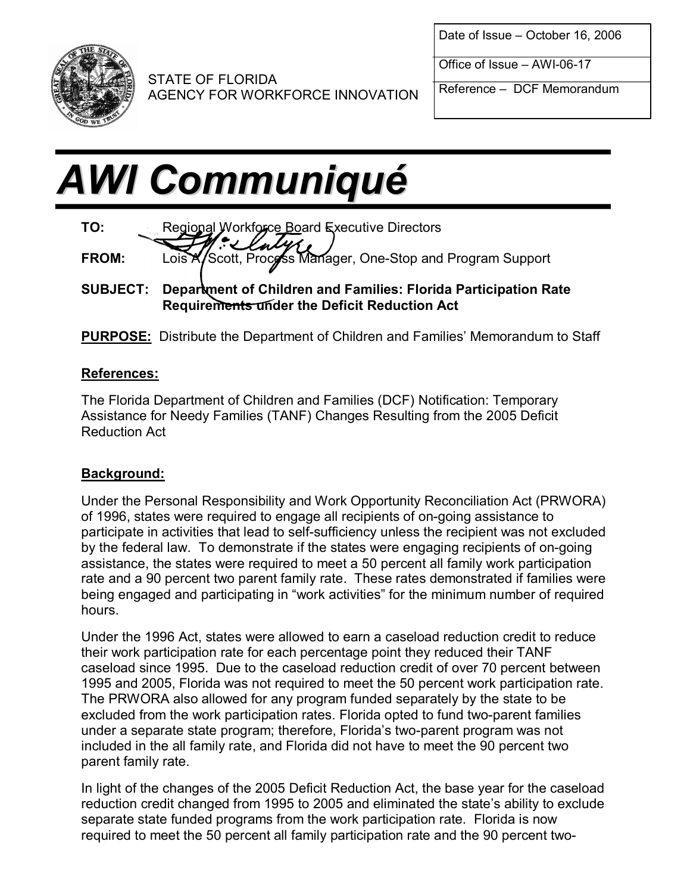| Date of Issue – October 16, 2006 |
| --- |
| Office of Issue – AWI-06-17 |
| Reference – DCF Memorandum |

STATE OF FLORIDA
AGENCY FOR WORKFORCE INNOVATION

# *AWI Communiqué*

**TO:** Regional Workforce Board Executive Directors

**FROM:** Lois A. Scott, Process Manager, One-Stop and Program Support

**SUBJECT: Department of Children and Families: Florida Participation Rate Requirements under the Deficit Reduction Act**

**PURPOSE:** Distribute the Department of Children and Families' Memorandum to Staff

## References:

The Florida Department of Children and Families (DCF) Notification: Temporary Assistance for Needy Families (TANF) Changes Resulting from the 2005 Deficit Reduction Act

## Background:

Under the Personal Responsibility and Work Opportunity Reconciliation Act (PRWORA) of 1996, states were required to engage all recipients of on-going assistance to participate in activities that lead to self-sufficiency unless the recipient was not excluded by the federal law. To demonstrate if the states were engaging recipients of on-going assistance, the states were required to meet a 50 percent all family work participation rate and a 90 percent two parent family rate. These rates demonstrated if families were being engaged and participating in "work activities" for the minimum number of required hours.

Under the 1996 Act, states were allowed to earn a caseload reduction credit to reduce their work participation rate for each percentage point they reduced their TANF caseload since 1995. Due to the caseload reduction credit of over 70 percent between 1995 and 2005, Florida was not required to meet the 50 percent work participation rate. The PRWORA also allowed for any program funded separately by the state to be excluded from the work participation rates. Florida opted to fund two-parent families under a separate state program; therefore, Florida's two-parent program was not included in the all family rate, and Florida did not have to meet the 90 percent two parent family rate.

In light of the changes of the 2005 Deficit Reduction Act, the base year for the caseload reduction credit changed from 1995 to 2005 and eliminated the state's ability to exclude separate state funded programs from the work participation rate. Florida is now required to meet the 50 percent all family participation rate and the 90 percent two-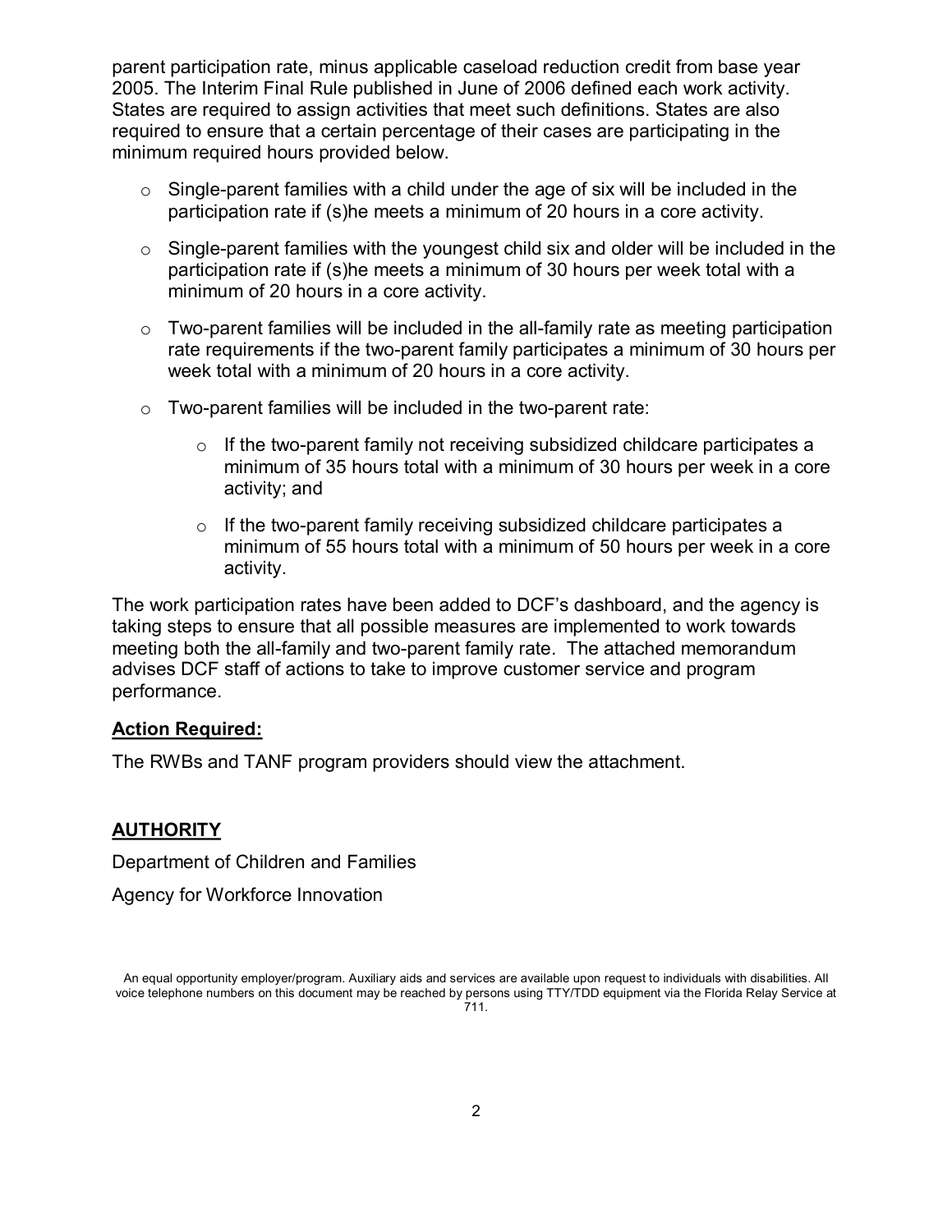parent participation rate, minus applicable caseload reduction credit from base year 2005. The Interim Final Rule published in June of 2006 defined each work activity. States are required to assign activities that meet such definitions. States are also required to ensure that a certain percentage of their cases are participating in the minimum required hours provided below.

- Single-parent families with a child under the age of six will be included in the participation rate if (s)he meets a minimum of 20 hours in a core activity.
- Single-parent families with the youngest child six and older will be included in the participation rate if (s)he meets a minimum of 30 hours per week total with a minimum of 20 hours in a core activity.
- Two-parent families will be included in the all-family rate as meeting participation rate requirements if the two-parent family participates a minimum of 30 hours per week total with a minimum of 20 hours in a core activity.
- Two-parent families will be included in the two-parent rate:
  - If the two-parent family not receiving subsidized childcare participates a minimum of 35 hours total with a minimum of 30 hours per week in a core activity; and
  - If the two-parent family receiving subsidized childcare participates a minimum of 55 hours total with a minimum of 50 hours per week in a core activity.

The work participation rates have been added to DCF's dashboard, and the agency is taking steps to ensure that all possible measures are implemented to work towards meeting both the all-family and two-parent family rate. The attached memorandum advises DCF staff of actions to take to improve customer service and program performance.

**Action Required:**

The RWBs and TANF program providers should view the attachment.

## AUTHORITY

Department of Children and Families

Agency for Workforce Innovation

An equal opportunity employer/program. Auxiliary aids and services are available upon request to individuals with disabilities. All voice telephone numbers on this document may be reached by persons using TTY/TDD equipment via the Florida Relay Service at 711.